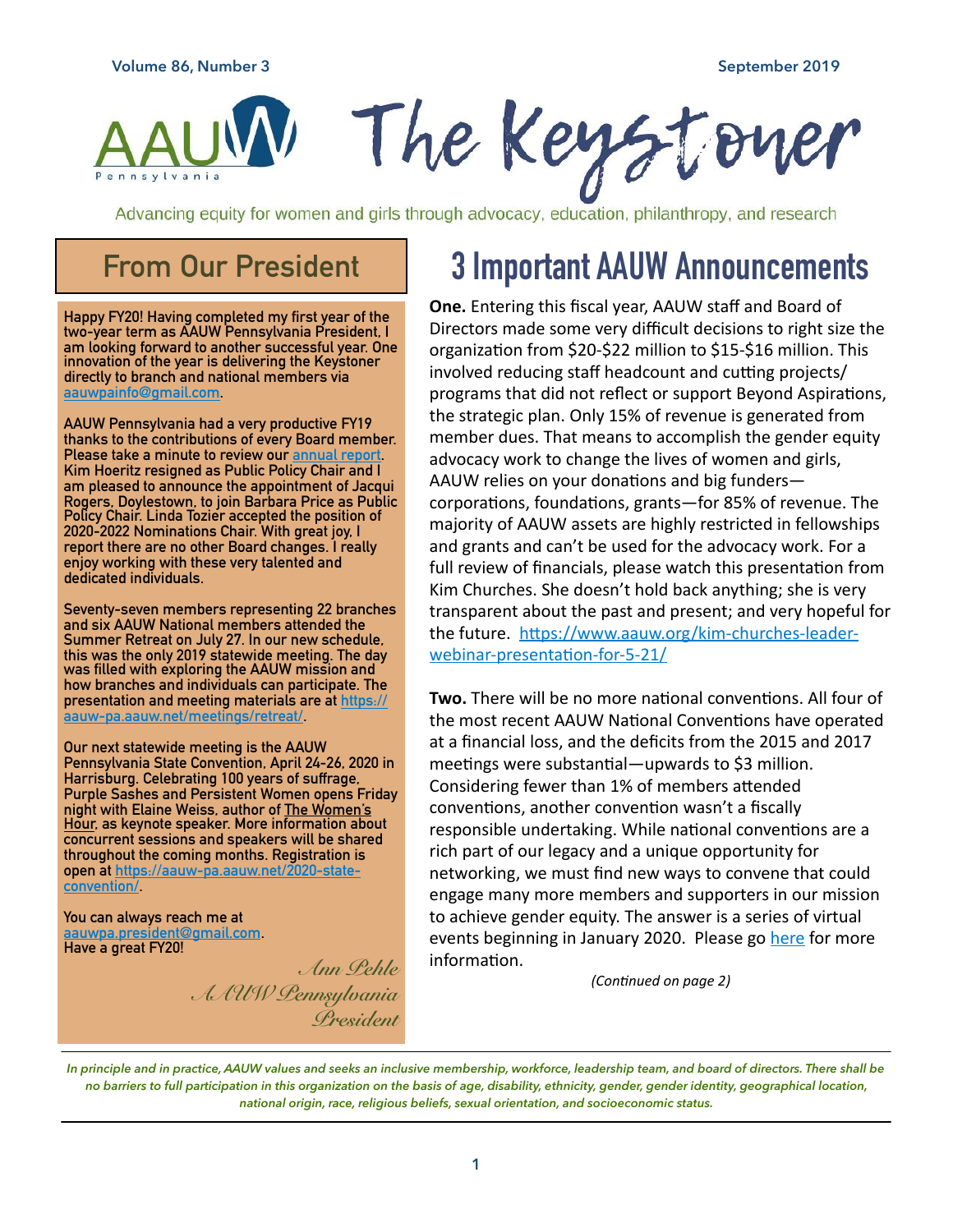Volume 86, Number 3 September 2019

# The Keystoner

Advancing equity for women and girls through advocacy, education, philanthropy, and research

## From Our President

Happy FY20! Having completed my first year of the two-year term as AAUW Pennsylvania President, I am looking forward to another successful year. One innovation of the year is delivering the Keystoner directly to branch and national members via aauwpainfo@gmail.com.

AAUW Pennsylvania had a very productive FY19 thanks to the contributions of every Board member. Please take a minute to review our annual report. Kim Hoeritz resigned as Public Policy Chair and I am pleased to announce the appointment of Jacqui Rogers, Doylestown, to join Barbara Price as Public Policy Chair. Linda Tozier accepted the position of 2020-2022 Nominations Chair. With great joy, I report there are no other Board changes. I really enjoy working with these very talented and dedicated individuals.

Seventy-seven members representing 22 branches and six AAUW National members attended the Summer Retreat on July 27. In our new schedule, this was the only 2019 statewide meeting. The day was filled with exploring the AAUW mission and how branches and individuals can participate. The presentation and meeting materials are at https://aauw-pa.aauw.net/meetings/retreat/.

Our next statewide meeting is the AAUW Pennsylvania State Convention, April 24-26, 2020 in Harrisburg. Celebrating 100 years of suffrage, Purple Sashes and Persistent Women opens Friday night with Elaine Weiss, author of The Women's Hour, as keynote speaker. More information about concurrent sessions and speakers will be shared throughout the coming months. Registration is open at https://aauw-pa.aauw.net/2020-state-convention/.

You can always reach me at aauwpa.president@gmail.com.
Have a great FY20!

*Ann Pehle*
*AAUW Pennsylvania President*

## 3 Important AAUW Announcements

**One.** Entering this fiscal year, AAUW staff and Board of Directors made some very difficult decisions to right size the organization from $20-$22 million to $15-$16 million. This involved reducing staff headcount and cutting projects/programs that did not reflect or support Beyond Aspirations, the strategic plan. Only 15% of revenue is generated from member dues. That means to accomplish the gender equity advocacy work to change the lives of women and girls, AAUW relies on your donations and big funders—corporations, foundations, grants—for 85% of revenue. The majority of AAUW assets are highly restricted in fellowships and grants and can't be used for the advocacy work. For a full review of financials, please watch this presentation from Kim Churches. She doesn't hold back anything; she is very transparent about the past and present; and very hopeful for the future. https://www.aauw.org/kim-churches-leader-webinar-presentation-for-5-21/

**Two.** There will be no more national conventions. All four of the most recent AAUW National Conventions have operated at a financial loss, and the deficits from the 2015 and 2017 meetings were substantial—upwards to $3 million. Considering fewer than 1% of members attended conventions, another convention wasn't a fiscally responsible undertaking. While national conventions are a rich part of our legacy and a unique opportunity for networking, we must find new ways to convene that could engage many more members and supporters in our mission to achieve gender equity. The answer is a series of virtual events beginning in January 2020. Please go here for more information.

*(Continued on page 2)*

*In principle and in practice, AAUW values and seeks an inclusive membership, workforce, leadership team, and board of directors. There shall be no barriers to full participation in this organization on the basis of age, disability, ethnicity, gender, gender identity, geographical location, national origin, race, religious beliefs, sexual orientation, and socioeconomic status.*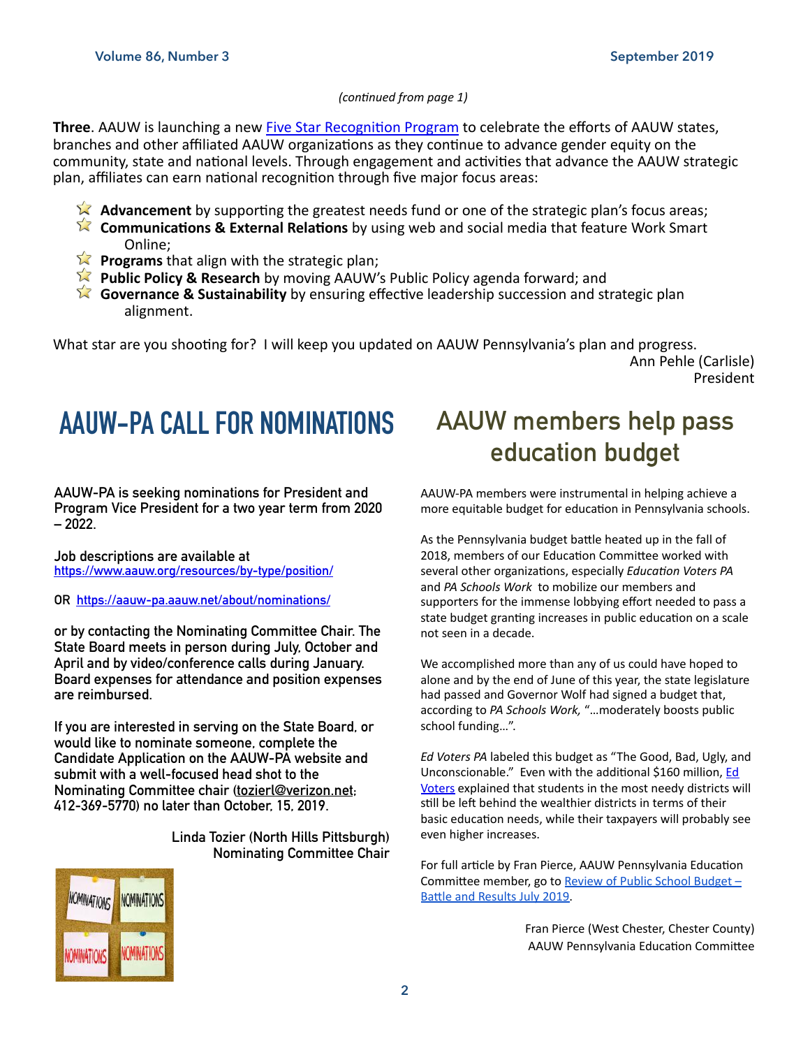*(continued from page 1)*

**Three**. AAUW is launching a new Five Star Recognition Program to celebrate the efforts of AAUW states, branches and other affiliated AAUW organizations as they continue to advance gender equity on the community, state and national levels. Through engagement and activities that advance the AAUW strategic plan, affiliates can earn national recognition through five major focus areas:

- **Advancement** by supporting the greatest needs fund or one of the strategic plan's focus areas;
- **Communications & External Relations** by using web and social media that feature Work Smart Online;
- **Programs** that align with the strategic plan;
- **Public Policy & Research** by moving AAUW's Public Policy agenda forward; and
- **Governance & Sustainability** by ensuring effective leadership succession and strategic plan alignment.

What star are you shooting for? I will keep you updated on AAUW Pennsylvania's plan and progress.

Ann Pehle (Carlisle)
President

# AAUW-PA CALL FOR NOMINATIONS

**AAUW-PA is seeking nominations for President and Program Vice President for a two year term from 2020 – 2022.**

**Job descriptions are available at** https://www.aauw.org/resources/by-type/position/

**OR** https://aauw-pa.aauw.net/about/nominations/

**or by contacting the Nominating Committee Chair. The State Board meets in person during July, October and April and by video/conference calls during January. Board expenses for attendance and position expenses are reimbursed.**

**If you are interested in serving on the State Board, or would like to nominate someone, complete the Candidate Application on the AAUW-PA website and submit with a well-focused head shot to the Nominating Committee chair (tozierl@verizon.net; 412-369-5770) no later than October. 15, 2019.**

**Linda Tozier (North Hills Pittsburgh)**
**Nominating Committee Chair**

# AAUW members help pass education budget

AAUW-PA members were instrumental in helping achieve a more equitable budget for education in Pennsylvania schools.

As the Pennsylvania budget battle heated up in the fall of 2018, members of our Education Committee worked with several other organizations, especially *Education Voters PA* and *PA Schools Work* to mobilize our members and supporters for the immense lobbying effort needed to pass a state budget granting increases in public education on a scale not seen in a decade.

We accomplished more than any of us could have hoped to alone and by the end of June of this year, the state legislature had passed and Governor Wolf had signed a budget that, according to *PA Schools Work,* "…moderately boosts public school funding…".

*Ed Voters PA* labeled this budget as "The Good, Bad, Ugly, and Unconscionable." Even with the additional $160 million, Ed Voters explained that students in the most needy districts will still be left behind the wealthier districts in terms of their basic education needs, while their taxpayers will probably see even higher increases.

For full article by Fran Pierce, AAUW Pennsylvania Education Committee member, go to Review of Public School Budget – Battle and Results July 2019.

Fran Pierce (West Chester, Chester County)
AAUW Pennsylvania Education Committee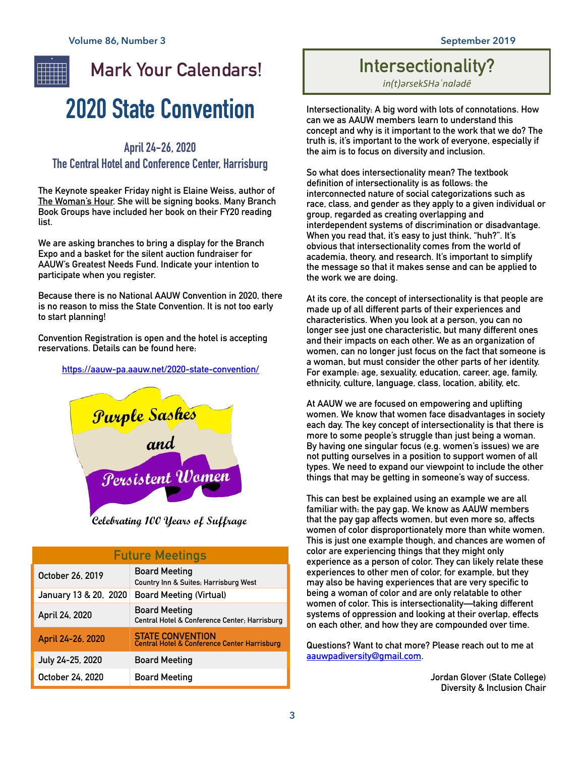# Mark Your Calendars!

## 2020 State Convention

### April 24-26, 2020
### The Central Hotel and Conference Center, Harrisburg

The Keynote speaker Friday night is Elaine Weiss, author of The Woman's Hour. She will be signing books. Many Branch Book Groups have included her book on their FY20 reading list.

We are asking branches to bring a display for the Branch Expo and a basket for the silent auction fundraiser for AAUW's Greatest Needs Fund. Indicate your intention to participate when you register.

Because there is no National AAUW Convention in 2020, there is no reason to miss the State Convention. It is not too early to start planning!

Convention Registration is open and the hotel is accepting reservations. Details can be found here:

https://aauw-pa.aauw.net/2020-state-convention/

Purple Sashes and Persistent Women

Celebrating 100 Years of Suffrage

| Future Meetings | |
|---|---|
| October 26, 2019 | Board Meeting<br>Country Inn & Suites; Harrisburg West |
| January 13 & 20, 2020 | Board Meeting (Virtual) |
| April 24, 2020 | Board Meeting<br>Central Hotel & Conference Center; Harrisburg |
| April 24-26, 2020 | STATE CONVENTION<br>Central Hotel & Conference Center Harrisburg |
| July 24-25, 2020 | Board Meeting |
| October 24, 2020 | Board Meeting |

## Intersectionality?

*in(t)ərsekSHəˈnalədē*

Intersectionality: A big word with lots of connotations. How can we as AAUW members learn to understand this concept and why is it important to the work that we do? The truth is, it's important to the work of everyone, especially if the aim is to focus on diversity and inclusion.

So what does intersectionality mean? The textbook definition of intersectionality is as follows: the interconnected nature of social categorizations such as race, class, and gender as they apply to a given individual or group, regarded as creating overlapping and interdependent systems of discrimination or disadvantage. When you read that, it's easy to just think, "huh?". It's obvious that intersectionality comes from the world of academia, theory, and research. It's important to simplify the message so that it makes sense and can be applied to the work we are doing.

At its core, the concept of intersectionality is that people are made up of all different parts of their experiences and characteristics. When you look at a person, you can no longer see just one characteristic, but many different ones and their impacts on each other. We as an organization of women, can no longer just focus on the fact that someone is a woman, but must consider the other parts of her identity. For example: age, sexuality, education, career, age, family, ethnicity, culture, language, class, location, ability, etc.

At AAUW we are focused on empowering and uplifting women. We know that women face disadvantages in society each day. The key concept of intersectionality is that there is more to some people's struggle than just being a woman. By having one singular focus (e.g. women's issues) we are not putting ourselves in a position to support women of all types. We need to expand our viewpoint to include the other things that may be getting in someone's way of success.

This can best be explained using an example we are all familiar with: the pay gap. We know as AAUW members that the pay gap affects women, but even more so, affects women of color disproportionately more than white women. This is just one example though, and chances are women of color are experiencing things that they might only experience as a person of color. They can likely relate these experiences to other men of color, for example, but they may also be having experiences that are very specific to being a woman of color and are only relatable to other women of color. This is intersectionality—taking different systems of oppression and looking at their overlap, effects on each other, and how they are compounded over time.

Questions? Want to chat more? Please reach out to me at aauwpadiversity@gmail.com.

Jordan Glover (State College)
Diversity & Inclusion Chair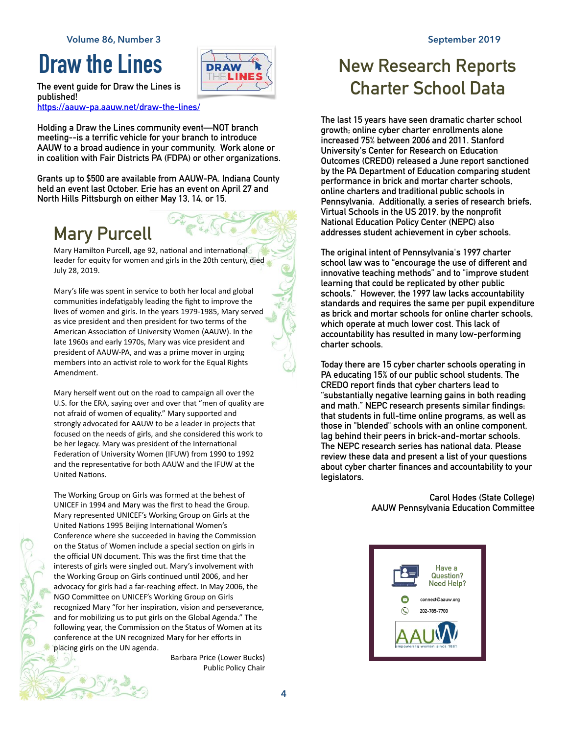# Draw the Lines

The event guide for Draw the Lines is published!
https://aauw-pa.aauw.net/draw-the-lines/

Holding a Draw the Lines community event—NOT branch meeting--is a terrific vehicle for your branch to introduce AAUW to a broad audience in your community. Work alone or in coalition with Fair Districts PA (FDPA) or other organizations.

Grants up to $500 are available from AAUW-PA. Indiana County held an event last October. Erie has an event on April 27 and North Hills Pittsburgh on either May 13, 14, or 15.

## Mary Purcell

Mary Hamilton Purcell, age 92, national and international leader for equity for women and girls in the 20th century, died July 28, 2019.

Mary's life was spent in service to both her local and global communities indefatigably leading the fight to improve the lives of women and girls. In the years 1979-1985, Mary served as vice president and then president for two terms of the American Association of University Women (AAUW). In the late 1960s and early 1970s, Mary was vice president and president of AAUW-PA, and was a prime mover in urging members into an activist role to work for the Equal Rights Amendment.

Mary herself went out on the road to campaign all over the U.S. for the ERA, saying over and over that "men of quality are not afraid of women of equality." Mary supported and strongly advocated for AAUW to be a leader in projects that focused on the needs of girls, and she considered this work to be her legacy. Mary was president of the International Federation of University Women (IFUW) from 1990 to 1992 and the representative for both AAUW and the IFUW at the United Nations.

The Working Group on Girls was formed at the behest of UNICEF in 1994 and Mary was the first to head the Group. Mary represented UNICEF's Working Group on Girls at the United Nations 1995 Beijing International Women's Conference where she succeeded in having the Commission on the Status of Women include a special section on girls in the official UN document. This was the first time that the interests of girls were singled out. Mary's involvement with the Working Group on Girls continued until 2006, and her advocacy for girls had a far-reaching effect. In May 2006, the NGO Committee on UNICEF's Working Group on Girls recognized Mary "for her inspiration, vision and perseverance, and for mobilizing us to put girls on the Global Agenda." The following year, the Commission on the Status of Women at its conference at the UN recognized Mary for her efforts in placing girls on the UN agenda.

Barbara Price (Lower Bucks)
Public Policy Chair

# New Research Reports Charter School Data

The last 15 years have seen dramatic charter school growth; online cyber charter enrollments alone increased 75% between 2006 and 2011. Stanford University's Center for Research on Education Outcomes (CREDO) released a June report sanctioned by the PA Department of Education comparing student performance in brick and mortar charter schools, online charters and traditional public schools in Pennsylvania. Additionally, a series of research briefs, Virtual Schools in the US 2019, by the nonprofit National Education Policy Center (NEPC) also addresses student achievement in cyber schools.

The original intent of Pennsylvania's 1997 charter school law was to "encourage the use of different and innovative teaching methods" and to "improve student learning that could be replicated by other public schools." However, the 1997 law lacks accountability standards and requires the same per pupil expenditure as brick and mortar schools for online charter schools, which operate at much lower cost. This lack of accountability has resulted in many low-performing charter schools.

Today there are 15 cyber charter schools operating in PA educating 15% of our public school students. The CREDO report finds that cyber charters lead to "substantially negative learning gains in both reading and math." NEPC research presents similar findings: that students in full-time online programs, as well as those in "blended" schools with an online component, lag behind their peers in brick-and-mortar schools. The NEPC research series has national data. Please review these data and present a list of your questions about cyber charter finances and accountability to your legislators.

Carol Hodes (State College)
AAUW Pennsylvania Education Committee

Have a Question? Need Help?

connect@aauw.org

202-785-7700

AAUW empowering women since 1881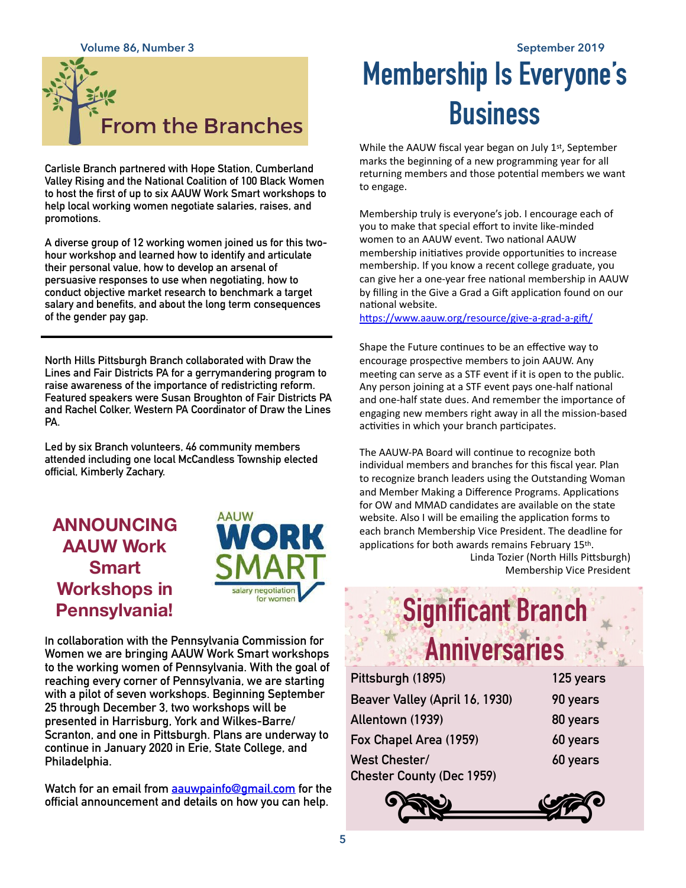# From the Branches

Carlisle Branch partnered with Hope Station, Cumberland Valley Rising and the National Coalition of 100 Black Women to host the first of up to six AAUW Work Smart workshops to help local working women negotiate salaries, raises, and promotions.

A diverse group of 12 working women joined us for this two-hour workshop and learned how to identify and articulate their personal value, how to develop an arsenal of persuasive responses to use when negotiating, how to conduct objective market research to benchmark a target salary and benefits, and about the long term consequences of the gender pay gap.

---

North Hills Pittsburgh Branch collaborated with Draw the Lines and Fair Districts PA for a gerrymandering program to raise awareness of the importance of redistricting reform. Featured speakers were Susan Broughton of Fair Districts PA and Rachel Colker, Western PA Coordinator of Draw the Lines PA.

Led by six Branch volunteers, 46 community members attended including one local McCandless Township elected official, Kimberly Zachary.

## ANNOUNCING AAUW Work Smart Workshops in Pennsylvania!

AAUW WORK SMART salary negotiation for women

In collaboration with the Pennsylvania Commission for Women we are bringing AAUW Work Smart workshops to the working women of Pennsylvania. With the goal of reaching every corner of Pennsylvania, we are starting with a pilot of seven workshops. Beginning September 25 through December 3, two workshops will be presented in Harrisburg, York and Wilkes-Barre/ Scranton, and one in Pittsburgh. Plans are underway to continue in January 2020 in Erie, State College, and Philadelphia.

Watch for an email from aauwpainfo@gmail.com for the official announcement and details on how you can help.

# Membership Is Everyone's Business

While the AAUW fiscal year began on July 1st, September marks the beginning of a new programming year for all returning members and those potential members we want to engage.

Membership truly is everyone's job. I encourage each of you to make that special effort to invite like-minded women to an AAUW event. Two national AAUW membership initiatives provide opportunities to increase membership. If you know a recent college graduate, you can give her a one-year free national membership in AAUW by filling in the Give a Grad a Gift application found on our national website.
https://www.aauw.org/resource/give-a-grad-a-gift/

Shape the Future continues to be an effective way to encourage prospective members to join AAUW. Any meeting can serve as a STF event if it is open to the public. Any person joining at a STF event pays one-half national and one-half state dues. And remember the importance of engaging new members right away in all the mission-based activities in which your branch participates.

The AAUW-PA Board will continue to recognize both individual members and branches for this fiscal year. Plan to recognize branch leaders using the Outstanding Woman and Member Making a Difference Programs. Applications for OW and MMAD candidates are available on the state website. Also I will be emailing the application forms to each branch Membership Vice President. The deadline for applications for both awards remains February 15th.

Linda Tozier (North Hills Pittsburgh)
Membership Vice President

## Significant Branch Anniversaries

| Branch | Anniversary |
|---|---|
| Pittsburgh (1895) | 125 years |
| Beaver Valley (April 16, 1930) | 90 years |
| Allentown (1939) | 80 years |
| Fox Chapel Area (1959) | 60 years |
| West Chester/ Chester County (Dec 1959) | 60 years |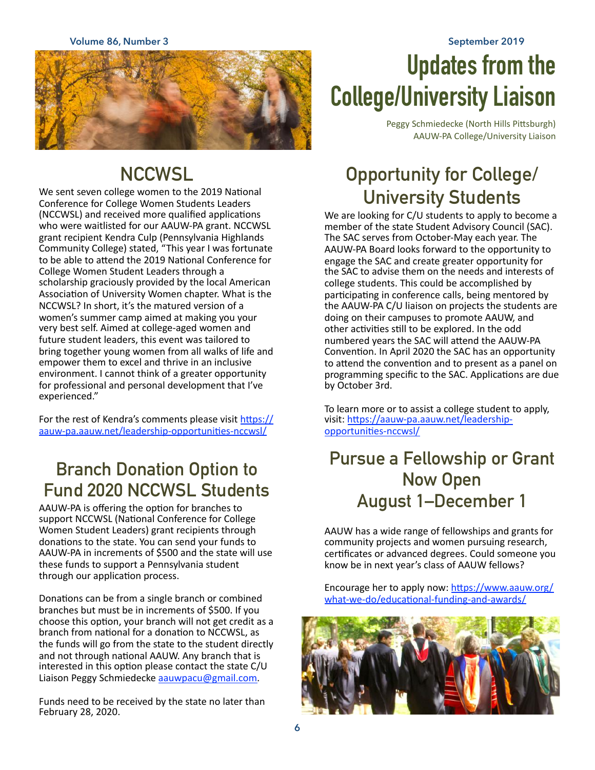# Updates from the College/University Liaison

Peggy Schmiedecke (North Hills Pittsburgh)
AAUW-PA College/University Liaison

## NCCWSL

We sent seven college women to the 2019 National Conference for College Women Students Leaders (NCCWSL) and received more qualified applications who were waitlisted for our AAUW-PA grant. NCCWSL grant recipient Kendra Culp (Pennsylvania Highlands Community College) stated, "This year I was fortunate to be able to attend the 2019 National Conference for College Women Student Leaders through a scholarship graciously provided by the local American Association of University Women chapter. What is the NCCWSL? In short, it's the matured version of a women's summer camp aimed at making you your very best self. Aimed at college-aged women and future student leaders, this event was tailored to bring together young women from all walks of life and empower them to excel and thrive in an inclusive environment. I cannot think of a greater opportunity for professional and personal development that I've experienced."

For the rest of Kendra's comments please visit https://aauw-pa.aauw.net/leadership-opportunities-nccwsl/

## Branch Donation Option to Fund 2020 NCCWSL Students

AAUW-PA is offering the option for branches to support NCCWSL (National Conference for College Women Student Leaders) grant recipients through donations to the state. You can send your funds to AAUW-PA in increments of $500 and the state will use these funds to support a Pennsylvania student through our application process.

Donations can be from a single branch or combined branches but must be in increments of $500. If you choose this option, your branch will not get credit as a branch from national for a donation to NCCWSL, as the funds will go from the state to the student directly and not through national AAUW. Any branch that is interested in this option please contact the state C/U Liaison Peggy Schmiedecke aauwpacu@gmail.com.

Funds need to be received by the state no later than February 28, 2020.

## Opportunity for College/University Students

We are looking for C/U students to apply to become a member of the state Student Advisory Council (SAC). The SAC serves from October-May each year. The AAUW-PA Board looks forward to the opportunity to engage the SAC and create greater opportunity for the SAC to advise them on the needs and interests of college students. This could be accomplished by participating in conference calls, being mentored by the AAUW-PA C/U liaison on projects the students are doing on their campuses to promote AAUW, and other activities still to be explored. In the odd numbered years the SAC will attend the AAUW-PA Convention. In April 2020 the SAC has an opportunity to attend the convention and to present as a panel on programming specific to the SAC. Applications are due by October 3rd.

To learn more or to assist a college student to apply, visit: https://aauw-pa.aauw.net/leadership-opportunities-nccwsl/

## Pursue a Fellowship or Grant Now Open August 1–December 1

AAUW has a wide range of fellowships and grants for community projects and women pursuing research, certificates or advanced degrees. Could someone you know be in next year's class of AAUW fellows?

Encourage her to apply now: https://www.aauw.org/what-we-do/educational-funding-and-awards/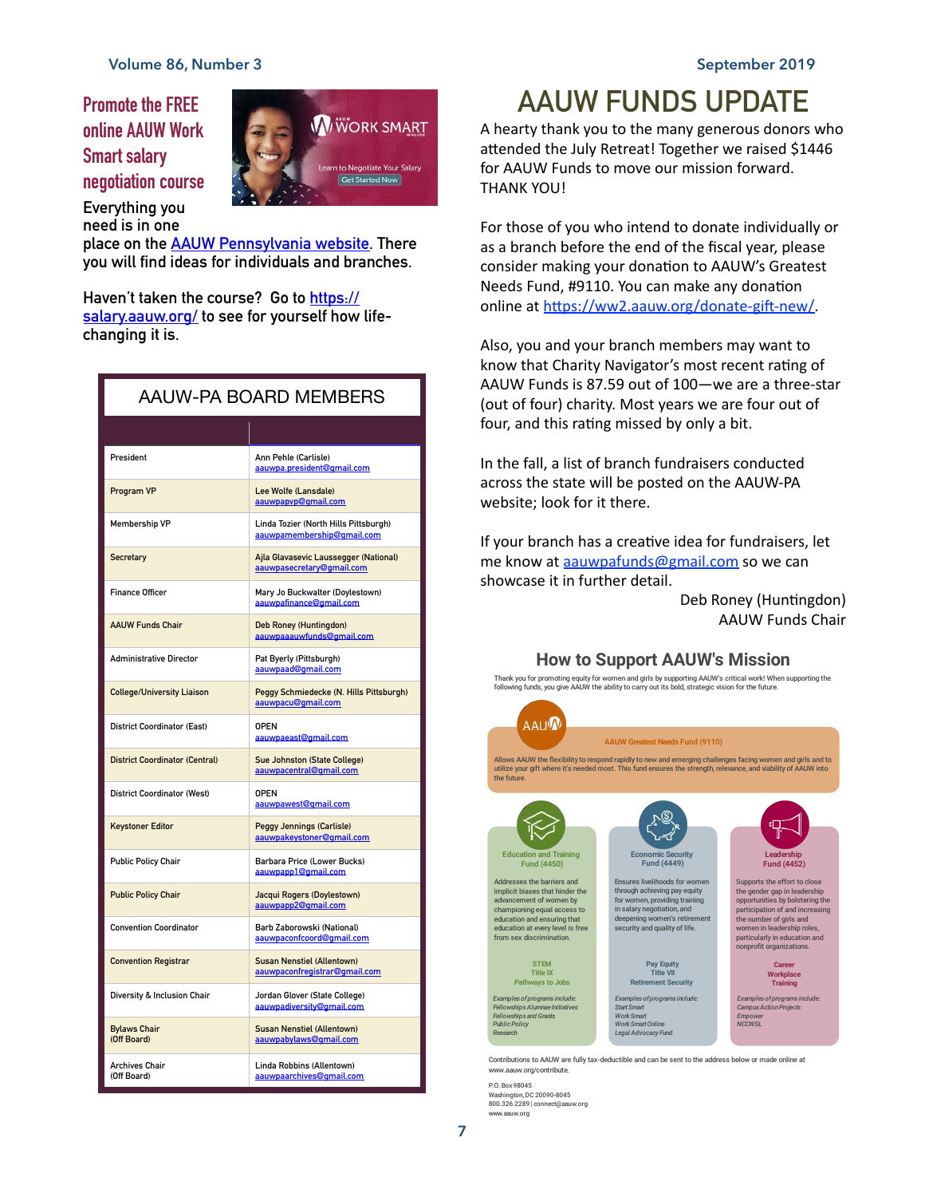## Promote the FREE online AAUW Work Smart salary negotiation course

Everything you need is in one place on the AAUW Pennsylvania website. There you will find ideas for individuals and branches.

Haven't taken the course? Go to https://salary.aauw.org/ to see for yourself how life-changing it is.

WORK SMART ONLINE

Learn to Negotiate Your Salary

Get Started Now

| AAUW-PA BOARD MEMBERS | |
|---|---|
| President | Ann Pehle (Carlisle) aauwpa.president@gmail.com |
| Program VP | Lee Wolfe (Lansdale) aauwpapvp@gmail.com |
| Membership VP | Linda Tozier (North Hills Pittsburgh) aauwpamembership@gmail.com |
| Secretary | Ajla Glavasevic Laussegger (National) aauwpasecretary@gmail.com |
| Finance Officer | Mary Jo Buckwalter (Doylestown) aauwpafinance@gmail.com |
| AAUW Funds Chair | Deb Roney (Huntingdon) aauwpaaauwfunds@gmail.com |
| Administrative Director | Pat Byerly (Pittsburgh) aauwpaad@gmail.com |
| College/University Liaison | Peggy Schmiedecke (N. Hills Pittsburgh) aauwpacu@gmail.com |
| District Coordinator (East) | OPEN aauwpaeast@gmail.com |
| District Coordinator (Central) | Sue Johnston (State College) aauwpacentral@gmail.com |
| District Coordinator (West) | OPEN aauwpawest@gmail.com |
| Keystoner Editor | Peggy Jennings (Carlisle) aauwpakeystoner@gmail.com |
| Public Policy Chair | Barbara Price (Lower Bucks) aauwpapp1@gmail.com |
| Public Policy Chair | Jacqui Rogers (Doylestown) aauwpapp2@gmail.com |
| Convention Coordinator | Barb Zaborowski (National) aauwpaconfcoord@gmail.com |
| Convention Registrar | Susan Nenstiel (Allentown) aauwpaconfregistrar@gmail.com |
| Diversity & Inclusion Chair | Jordan Glover (State College) aauwpadiversity@gmail.com |
| Bylaws Chair (Off Board) | Susan Nenstiel (Allentown) aauwpabylaws@gmail.com |
| Archives Chair (Off Board) | Linda Robbins (Allentown) aauwpaarchives@gmail.com |

# AAUW FUNDS UPDATE

A hearty thank you to the many generous donors who attended the July Retreat! Together we raised $1446 for AAUW Funds to move our mission forward. THANK YOU!

For those of you who intend to donate individually or as a branch before the end of the fiscal year, please consider making your donation to AAUW's Greatest Needs Fund, #9110. You can make any donation online at https://ww2.aauw.org/donate-gift-new/.

Also, you and your branch members may want to know that Charity Navigator's most recent rating of AAUW Funds is 87.59 out of 100—we are a three-star (out of four) charity. Most years we are four out of four, and this rating missed by only a bit.

In the fall, a list of branch fundraisers conducted across the state will be posted on the AAUW-PA website; look for it there.

If your branch has a creative idea for fundraisers, let me know at aauwpafunds@gmail.com so we can showcase it in further detail.

Deb Roney (Huntingdon)
AAUW Funds Chair

## How to Support AAUW's Mission

Thank you for promoting equity for women and girls by supporting AAUW's critical work! When supporting the following funds, you give AAUW the ability to carry out its bold, strategic vision for the future.

**AAUW Greatest Needs Fund (9110)**

Allows AAUW the flexibility to respond rapidly to new and emerging challenges facing women and girls and to utilize your gift where it's needed most. This fund ensures the strength, relevance, and viability of AAUW into the future.

**Education and Training Fund (4450)**

Addresses the barriers and implicit biases that hinder the advancement of women by championing equal access to education and ensuring that education at every level is free from sex discrimination.

STEM
Title IX
Pathways to Jobs

*Examples of programs include:*
*Fellowships Alumnae Initiatives*
*Fellowships and Grants*
*Public Policy*
*Research*

**Economic Security Fund (4449)**

Ensures livelihoods for women through achieving pay equity for women, providing training in salary negotiation, and deepening women's retirement security and quality of life.

Pay Equity
Title VII
Retirement Security

*Examples of programs include:*
*Start Smart*
*Work Smart*
*Work Smart Online*
*Legal Advocacy Fund*

**Leadership Fund (4452)**

Supports the effort to close the gender gap in leadership opportunities by bolstering the participation of and increasing the number of girls and women in leadership roles, particularly in education and nonprofit organizations.

Career
Workplace
Training

*Examples of programs include:*
*Campus Action Projects*
*Empower*
*NCCWSL*

Contributions to AAUW are fully tax-deductible and can be sent to the address below or made online at www.aauw.org/contribute.

P.O. Box 98045
Washington, DC 20090-8045
800.326.2289 | connect@aauw.org
www.aauw.org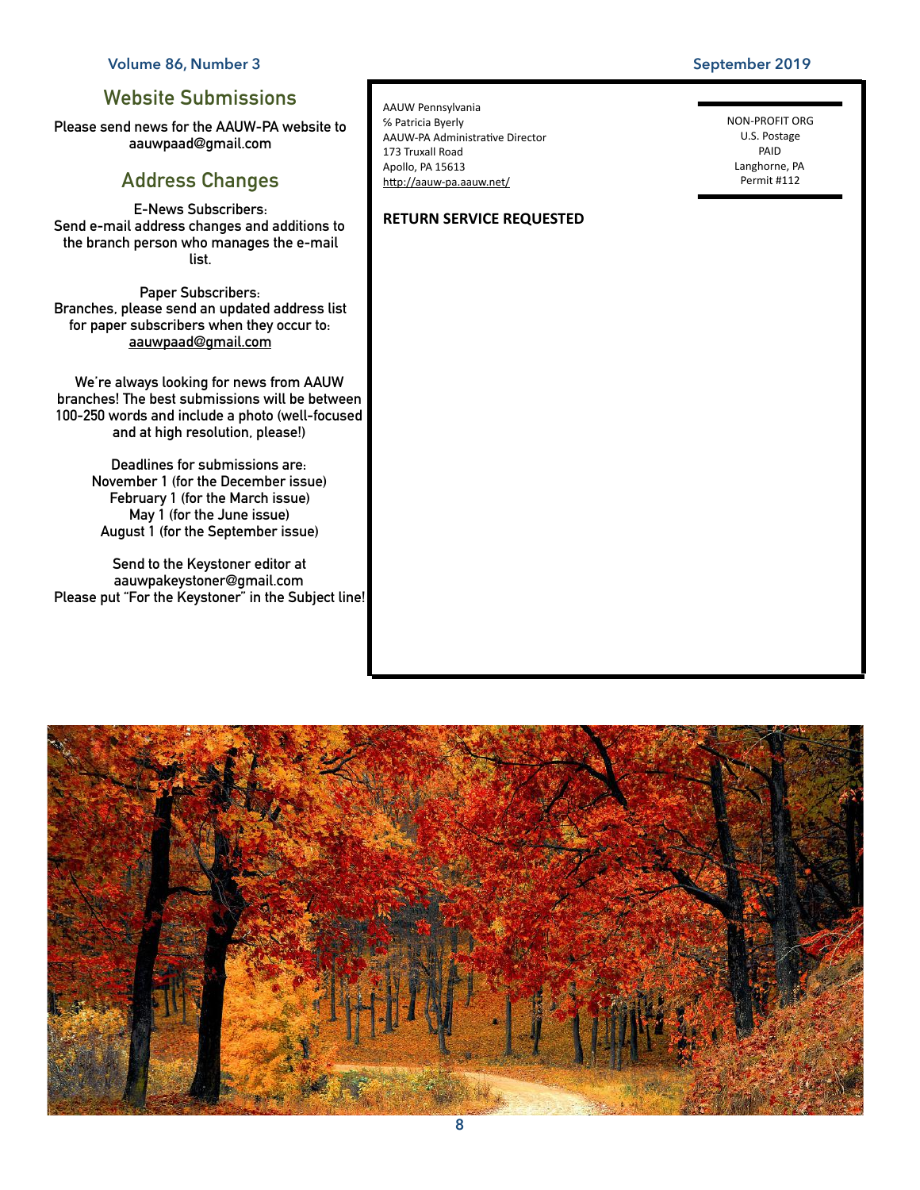## Website Submissions

**Please send news for the AAUW-PA website to aauwpaad@gmail.com**

## Address Changes

**E-News Subscribers:**
**Send e-mail address changes and additions to the branch person who manages the e-mail list.**

**Paper Subscribers:**
**Branches, please send an updated address list for paper subscribers when they occur to: aauwpaad@gmail.com**

**We're always looking for news from AAUW branches! The best submissions will be between 100-250 words and include a photo (well-focused and at high resolution, please!)**

**Deadlines for submissions are:**
**November 1 (for the December issue)**
**February 1 (for the March issue)**
**May 1 (for the June issue)**
**August 1 (for the September issue)**

**Send to the Keystoner editor at aauwpakeystoner@gmail.com**
**Please put "For the Keystoner" in the Subject line!**

AAUW Pennsylvania
℅ Patricia Byerly
AAUW-PA Administrative Director
173 Truxall Road
Apollo, PA 15613
http://aauw-pa.aauw.net/

NON-PROFIT ORG
U.S. Postage
PAID
Langhorne, PA
Permit #112

**RETURN SERVICE REQUESTED**